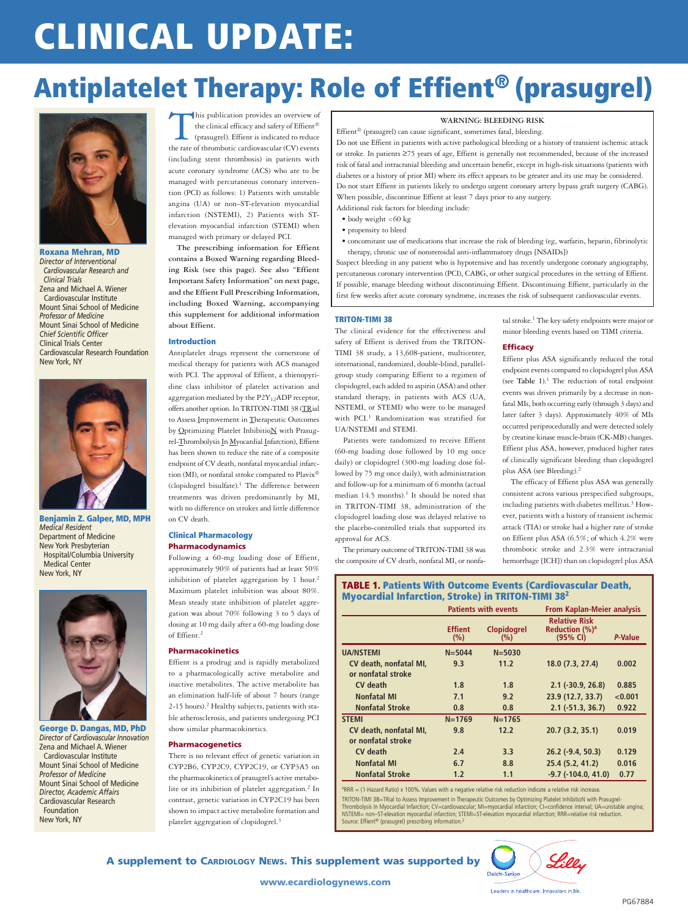# CLINICAL UPDATE:

## Antiplatelet Therapy: Role of Effient® (prasugrel)

**Roxana Mehran, MD**
*Director of Interventional Cardiovascular Research and Clinical Trials*
Zena and Michael A. Wiener Cardiovascular Institute
Mount Sinai School of Medicine
*Professor of Medicine*
Mount Sinai School of Medicine
*Chief Scientific Officer*
Clinical Trials Center
Cardiovascular Research Foundation
New York, NY

**Benjamin Z. Galper, MD, MPH**
*Medical Resident*
Department of Medicine
New York Presbyterian Hospital/Columbia University Medical Center
New York, NY

**George D. Dangas, MD, PhD**
*Director of Cardiovascular Innovation*
Zena and Michael A. Wiener Cardiovascular Institute
Mount Sinai School of Medicine
*Professor of Medicine*
Mount Sinai School of Medicine
*Director, Academic Affairs*
Cardiovascular Research Foundation
New York, NY

This publication provides an overview of the clinical efficacy and safety of Effient® (prasugrel). Effient is indicated to reduce the rate of thrombotic cardiovascular (CV) events (including stent thrombosis) in patients with acute coronary syndrome (ACS) who are to be managed with percutaneous coronary intervention (PCI) as follows: 1) Patients with unstable angina (UA) or non–ST-elevation myocardial infarction (NSTEMI), 2) Patients with ST-elevation myocardial infarction (STEMI) when managed with primary or delayed PCI.

**The prescribing information for Effient contains a Boxed Warning regarding Bleeding Risk (see this page). See also "Effient Important Safety Information" on next page, and the Effient Full Prescribing Information, including Boxed Warning, accompanying this supplement for additional information about Effient.**

> **WARNING: BLEEDING RISK**
>
> Effient® (prasugrel) can cause significant, sometimes fatal, bleeding.
>
> Do not use Effient in patients with active pathological bleeding or a history of transient ischemic attack or stroke. In patients ≥75 years of age, Effient is generally not recommended, because of the increased risk of fatal and intracranial bleeding and uncertain benefit, except in high-risk situations (patients with diabetes or a history of prior MI) where its effect appears to be greater and its use may be considered.
>
> Do not start Effient in patients likely to undergo urgent coronary artery bypass graft surgery (CABG). When possible, discontinue Effient at least 7 days prior to any surgery.
>
> Additional risk factors for bleeding include:
> - body weight <60 kg
> - propensity to bleed
> - concomitant use of medications that increase the risk of bleeding (eg, warfarin, heparin, fibrinolytic therapy, chronic use of nonsteroidal anti-inflammatory drugs [NSAIDs])
>
> Suspect bleeding in any patient who is hypotensive and has recently undergone coronary angiography, percutaneous coronary intervention (PCI), CABG, or other surgical procedures in the setting of Effient.
>
> If possible, manage bleeding without discontinuing Effient. Discontinuing Effient, particularly in the first few weeks after acute coronary syndrome, increases the risk of subsequent cardiovascular events.

### Introduction

Antiplatelet drugs represent the cornerstone of medical therapy for patients with ACS managed with PCI. The approval of Effient, a thienopyridine class inhibitor of platelet activation and aggregation mediated by the $P2Y_{12}$ADP receptor, offers another option. In TRITON-TIMI 38 (TRial to Assess Improvement in Therapeutic Outcomes by Optimizing Platelet InhibitioN with Prasugrel-Thrombolysis In Myocardial Infarction), Effient has been shown to reduce the rate of a composite endpoint of CV death, nonfatal myocardial infarction (MI), or nonfatal stroke compared to Plavix® (clopidogrel bisulfate).[1] The difference between treatments was driven predominantly by MI, with no difference on strokes and little difference on CV death.

### Clinical Pharmacology

#### Pharmacodynamics

Following a 60-mg loading dose of Effient, approximately 90% of patients had at least 50% inhibition of platelet aggregation by 1 hour.[2] Maximum platelet inhibition was about 80%. Mean steady state inhibition of platelet aggregation was about 70% following 3 to 5 days of dosing at 10 mg daily after a 60-mg loading dose of Effient.[2]

#### Pharmacokinetics

Effient is a prodrug and is rapidly metabolized to a pharmacologically active metabolite and inactive metabolites. The active metabolite has an elimination half-life of about 7 hours (range 2-15 hours).[2] Healthy subjects, patients with stable atherosclerosis, and patients undergoing PCI show similar pharmacokinetics.

#### Pharmacogenetics

There is no relevant effect of genetic variation in CYP2B6, CYP2C9, CYP2C19, or CYP3A5 on the pharmacokinetics of prasugrel's active metabolite or its inhibition of platelet aggregation.[2] In contrast, genetic variation in CYP2C19 has been shown to impact active metabolite formation and platelet aggregation of clopidogrel.[3]

### TRITON-TIMI 38

The clinical evidence for the effectiveness and safety of Effient is derived from the TRITON-TIMI 38 study, a 13,608-patient, multicenter, international, randomized, double-blind, parallel-group study comparing Effient to a regimen of clopidogrel, each added to aspirin (ASA) and other standard therapy, in patients with ACS (UA, NSTEMI, or STEMI) who were to be managed with PCI.[1] Randomization was stratified for UA/NSTEMI and STEMI.

Patients were randomized to receive Effient (60-mg loading dose followed by 10 mg once daily) or clopidogrel (300-mg loading dose followed by 75 mg once daily), with administration and follow-up for a minimum of 6 months (actual median 14.5 months).[1] It should be noted that in TRITON-TIMI 38, administration of the clopidogrel loading dose was delayed relative to the placebo-controlled trials that supported its approval for ACS.

The primary outcome of TRITON-TIMI 38 was the composite of CV death, nonfatal MI, or nonfatal stroke.[1] The key safety endpoints were major or minor bleeding events based on TIMI criteria.

### Efficacy

Effient plus ASA significantly reduced the total endpoint events compared to clopidogrel plus ASA (see **Table 1**).[1] The reduction of total endpoint events was driven primarily by a decrease in nonfatal MIs, both occurring early (through 3 days) and later (after 3 days). Approximately 40% of MIs occurred periprocedurally and were detected solely by creatine kinase muscle-brain (CK-MB) changes. Effient plus ASA, however, produced higher rates of clinically significant bleeding than clopidogrel plus ASA (see Bleeding).[2]

The efficacy of Effient plus ASA was generally consistent across various prespecified subgroups, including patients with diabetes mellitus.[3] However, patients with a history of transient ischemic attack (TIA) or stroke had a higher rate of stroke on Effient plus ASA (6.5%; of which 4.2% were thrombotic stroke and 2.3% were intracranial hemorrhage [ICH]) than on clopidogrel plus ASA

**TABLE 1. Patients With Outcome Events (Cardiovascular Death, Myocardial Infarction, Stroke) in TRITON-TIMI 38[2]**

| | Patients with events | | From Kaplan-Meier analysis | |
|---|---|---|---|---|
| | **Effient (%)** | **Clopidogrel (%)** | **Relative Risk Reduction (%)[a] (95% CI)** | ***P*-Value** |
| **UA/NSTEMI** | **N=5044** | **N=5030** | | |
| CV death, nonfatal MI, or nonfatal stroke | 9.3 | 11.2 | 18.0 (7.3, 27.4) | 0.002 |
| CV death | 1.8 | 1.8 | 2.1 (-30.9, 26.8) | 0.885 |
| Nonfatal MI | 7.1 | 9.2 | 23.9 (12.7, 33.7) | <0.001 |
| Nonfatal Stroke | 0.8 | 0.8 | 2.1 (-51.3, 36.7) | 0.922 |
| **STEMI** | **N=1769** | **N=1765** | | |
| CV death, nonfatal MI, or nonfatal stroke | 9.8 | 12.2 | 20.7 (3.2, 35.1) | 0.019 |
| CV death | 2.4 | 3.3 | 26.2 (-9.4, 50.3) | 0.129 |
| Nonfatal MI | 6.7 | 8.8 | 25.4 (5.2, 41.2) | 0.016 |
| Nonfatal Stroke | 1.2 | 1.1 | -9.7 (-104.0, 41.0) | 0.77 |

[a]RRR = (1-Hazard Ratio) x 100%. Values with a negative relative risk reduction indicate a relative risk increase.

TRITON-TIMI 38=TRial to Assess Improvement in Therapeutic Outcomes by Optimizing Platelet InhibitioN with Prasugrel-Thrombolysis In Myocardial Infarction; CV=cardiovascular; MI=myocardial infarction; CI=confidence interval; UA=unstable angina; NSTEMI= non–ST-elevation myocardial infarction; STEMI=ST-elevation myocardial infarction; RRR=relative risk reduction.

Source: Effient® (prasugrel) prescribing information.[2]

**A supplement to Cardiology News. This supplement was supported by** Daiichi-Sankyo / Lilly

www.ecardiologynews.com

Leaders in healthcare. Innovators in life.

PG67884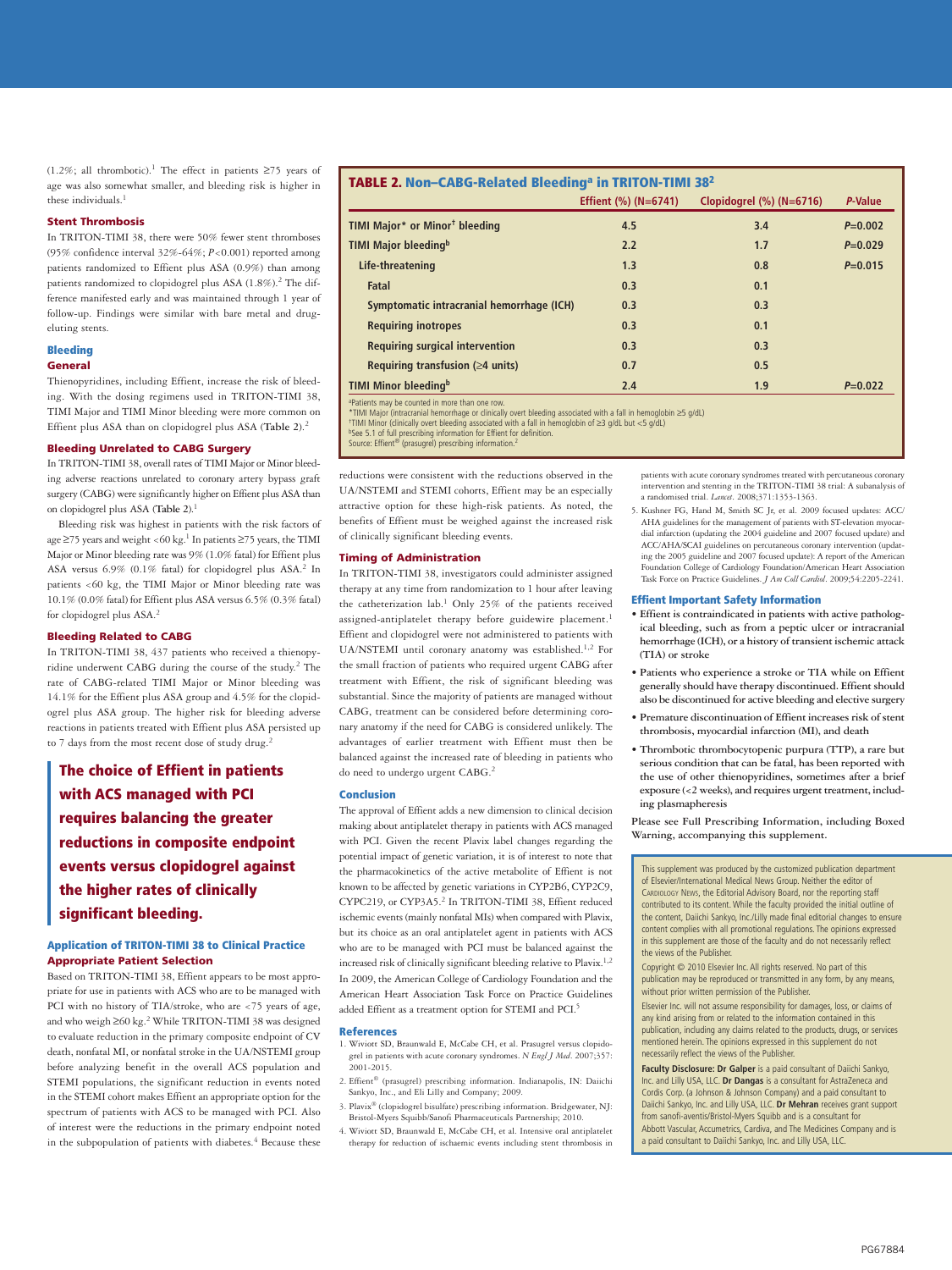(1.2%; all thrombotic).[1] The effect in patients ≥75 years of age was also somewhat smaller, and bleeding risk is higher in these individuals.[1]

### Stent Thrombosis

In TRITON-TIMI 38, there were 50% fewer stent thromboses (95% confidence interval 32%-64%; $P<0.001$) reported among patients randomized to Effient plus ASA (0.9%) than among patients randomized to clopidogrel plus ASA (1.8%).[2] The difference manifested early and was maintained through 1 year of follow-up. Findings were similar with bare metal and drug-eluting stents.

## Bleeding

### General

Thienopyridines, including Effient, increase the risk of bleeding. With the dosing regimens used in TRITON-TIMI 38, TIMI Major and TIMI Minor bleeding were more common on Effient plus ASA than on clopidogrel plus ASA (Table 2).[2]

### Bleeding Unrelated to CABG Surgery

In TRITON-TIMI 38, overall rates of TIMI Major or Minor bleeding adverse reactions unrelated to coronary artery bypass graft surgery (CABG) were significantly higher on Effient plus ASA than on clopidogrel plus ASA (Table 2).[1]

Bleeding risk was highest in patients with the risk factors of age ≥75 years and weight <60 kg.[1] In patients ≥75 years, the TIMI Major or Minor bleeding rate was 9% (1.0% fatal) for Effient plus ASA versus 6.9% (0.1% fatal) for clopidogrel plus ASA.[2] In patients <60 kg, the TIMI Major or Minor bleeding rate was 10.1% (0.0% fatal) for Effient plus ASA versus 6.5% (0.3% fatal) for clopidogrel plus ASA.[2]

**TABLE 2. Non–CABG-Related Bleeding[a] in TRITON-TIMI 38[2]**

| | Effient (%) (N=6741) | Clopidogrel (%) (N=6716) | *P*-Value |
|---|---|---|---|
| TIMI Major* or Minor[†] bleeding | 4.5 | 3.4 | *P*=0.002 |
| TIMI Major bleeding[b] | 2.2 | 1.7 | *P*=0.029 |
| Life-threatening | 1.3 | 0.8 | *P*=0.015 |
| Fatal | 0.3 | 0.1 | |
| Symptomatic intracranial hemorrhage (ICH) | 0.3 | 0.3 | |
| Requiring inotropes | 0.3 | 0.1 | |
| Requiring surgical intervention | 0.3 | 0.3 | |
| Requiring transfusion (≥4 units) | 0.7 | 0.5 | |
| TIMI Minor bleeding[b] | 2.4 | 1.9 | *P*=0.022 |

[a]Patients may be counted in more than one row.
*TIMI Major (intracranial hemorrhage or clinically overt bleeding associated with a fall in hemoglobin ≥5 g/dL)
[†]TIMI Minor (clinically overt bleeding associated with a fall in hemoglobin of ≥3 g/dL but <5 g/dL)
[b]See 5.1 of full prescribing information for Effient for definition.
Source: Effient® (prasugrel) prescribing information.[2]

### Bleeding Related to CABG

In TRITON-TIMI 38, 437 patients who received a thienopyridine underwent CABG during the course of the study.[2] The rate of CABG-related TIMI Major or Minor bleeding was 14.1% for the Effient plus ASA group and 4.5% for the clopidogrel plus ASA group. The higher risk for bleeding adverse reactions in patients treated with Effient plus ASA persisted up to 7 days from the most recent dose of study drug.[2]

> **The choice of Effient in patients with ACS managed with PCI requires balancing the greater reductions in composite endpoint events versus clopidogrel against the higher rates of clinically significant bleeding.**

## Application of TRITON-TIMI 38 to Clinical Practice

### Appropriate Patient Selection

Based on TRITON-TIMI 38, Effient appears to be most appropriate for use in patients with ACS who are to be managed with PCI with no history of TIA/stroke, who are <75 years of age, and who weigh ≥60 kg.[2] While TRITON-TIMI 38 was designed to evaluate reduction in the primary composite endpoint of CV death, nonfatal MI, or nonfatal stroke in the UA/NSTEMI group before analyzing benefit in the overall ACS population and STEMI populations, the significant reduction in events noted in the STEMI cohort makes Effient an appropriate option for the spectrum of patients with ACS to be managed with PCI. Also of interest were the reductions in the primary endpoint noted in the subpopulation of patients with diabetes.[4] Because these reductions were consistent with the reductions observed in the UA/NSTEMI and STEMI cohorts, Effient may be an especially attractive option for these high-risk patients. As noted, the benefits of Effient must be weighed against the increased risk of clinically significant bleeding events.

### Timing of Administration

In TRITON-TIMI 38, investigators could administer assigned therapy at any time from randomization to 1 hour after leaving the catheterization lab.[1] Only 25% of the patients received assigned-antiplatelet therapy before guidewire placement.[1] Effient and clopidogrel were not administered to patients with UA/NSTEMI until coronary anatomy was established.[1,2] For the small fraction of patients who required urgent CABG after treatment with Effient, the risk of significant bleeding was substantial. Since the majority of patients are managed without CABG, treatment can be considered before determining coronary anatomy if the need for CABG is considered unlikely. The advantages of earlier treatment with Effient must then be balanced against the increased rate of bleeding in patients who do need to undergo urgent CABG.[2]

### Conclusion

The approval of Effient adds a new dimension to clinical decision making about antiplatelet therapy in patients with ACS managed with PCI. Given the recent Plavix label changes regarding the potential impact of genetic variation, it is of interest to note that the pharmacokinetics of the active metabolite of Effient is not known to be affected by genetic variations in CYP2B6, CYP2C9, CYPC219, or CYP3A5.[2] In TRITON-TIMI 38, Effient reduced ischemic events (mainly nonfatal MIs) when compared with Plavix, but its choice as an oral antiplatelet agent in patients with ACS who are to be managed with PCI must be balanced against the increased risk of clinically significant bleeding relative to Plavix.[1,2] In 2009, the American College of Cardiology Foundation and the American Heart Association Task Force on Practice Guidelines added Effient as a treatment option for STEMI and PCI.[5]

### References

1. Wiviott SD, Braunwald E, McCabe CH, et al. Prasugrel versus clopidogrel in patients with acute coronary syndromes. *N Engl J Med*. 2007;357:2001-2015.
2. Effient® (prasugrel) prescribing information. Indianapolis, IN: Daiichi Sankyo, Inc., and Eli Lilly and Company; 2009.
3. Plavix® (clopidogrel bisulfate) prescribing information. Bridgewater, NJ: Bristol-Myers Squibb/Sanofi Pharmaceuticals Partnership; 2010.
4. Wiviott SD, Braunwald E, McCabe CH, et al. Intensive oral antiplatelet therapy for reduction of ischaemic events including stent thrombosis in patients with acute coronary syndromes treated with percutaneous coronary intervention and stenting in the TRITON-TIMI 38 trial: A subanalysis of a randomised trial. *Lancet*. 2008;371:1353-1363.
5. Kushner FG, Hand M, Smith SC Jr, et al. 2009 focused updates: ACC/AHA guidelines for the management of patients with ST-elevation myocardial infarction (updating the 2004 guideline and 2007 focused update) and ACC/AHA/SCAI guidelines on percutaneous coronary intervention (updating the 2005 guideline and 2007 focused update): A report of the American Foundation College of Cardiology Foundation/American Heart Association Task Force on Practice Guidelines. *J Am Coll Cardiol*. 2009;54:2205-2241.

### Effient Important Safety Information

- **Effient is contraindicated in patients with active pathological bleeding, such as from a peptic ulcer or intracranial hemorrhage (ICH), or a history of transient ischemic attack (TIA) or stroke**
- **Patients who experience a stroke or TIA while on Effient generally should have therapy discontinued. Effient should also be discontinued for active bleeding and elective surgery**
- **Premature discontinuation of Effient increases risk of stent thrombosis, myocardial infarction (MI), and death**
- **Thrombotic thrombocytopenic purpura (TTP), a rare but serious condition that can be fatal, has been reported with the use of other thienopyridines, sometimes after a brief exposure (<2 weeks), and requires urgent treatment, including plasmapheresis**

Please see Full Prescribing Information, including Boxed Warning, accompanying this supplement.

This supplement was produced by the customized publication department of Elsevier/International Medical News Group. Neither the editor of Cardiology News, the Editorial Advisory Board, nor the reporting staff contributed to its content. While the faculty provided the initial outline of the content, Daiichi Sankyo, Inc./Lilly made final editorial changes to ensure content complies with all promotional regulations. The opinions expressed in this supplement are those of the faculty and do not necessarily reflect the views of the Publisher.

Copyright © 2010 Elsevier Inc. All rights reserved. No part of this publication may be reproduced or transmitted in any form, by any means, without prior written permission of the Publisher.

Elsevier Inc. will not assume responsibility for damages, loss, or claims of any kind arising from or related to the information contained in this publication, including any claims related to the products, drugs, or services mentioned herein. The opinions expressed in this supplement do not necessarily reflect the views of the Publisher.

**Faculty Disclosure: Dr Galper** is a paid consultant of Daiichi Sankyo, Inc. and Lilly USA, LLC. **Dr Dangas** is a consultant for AstraZeneca and Cordis Corp. (a Johnson & Johnson Company) and a paid consultant to Daiichi Sankyo, Inc. and Lilly USA, LLC. **Dr Mehran** receives grant support from sanofi-aventis/Bristol-Myers Squibb and is a consultant for Abbott Vascular, Accumetrics, Cardiva, and The Medicines Company and is a paid consultant to Daiichi Sankyo, Inc. and Lilly USA, LLC.

PG67884